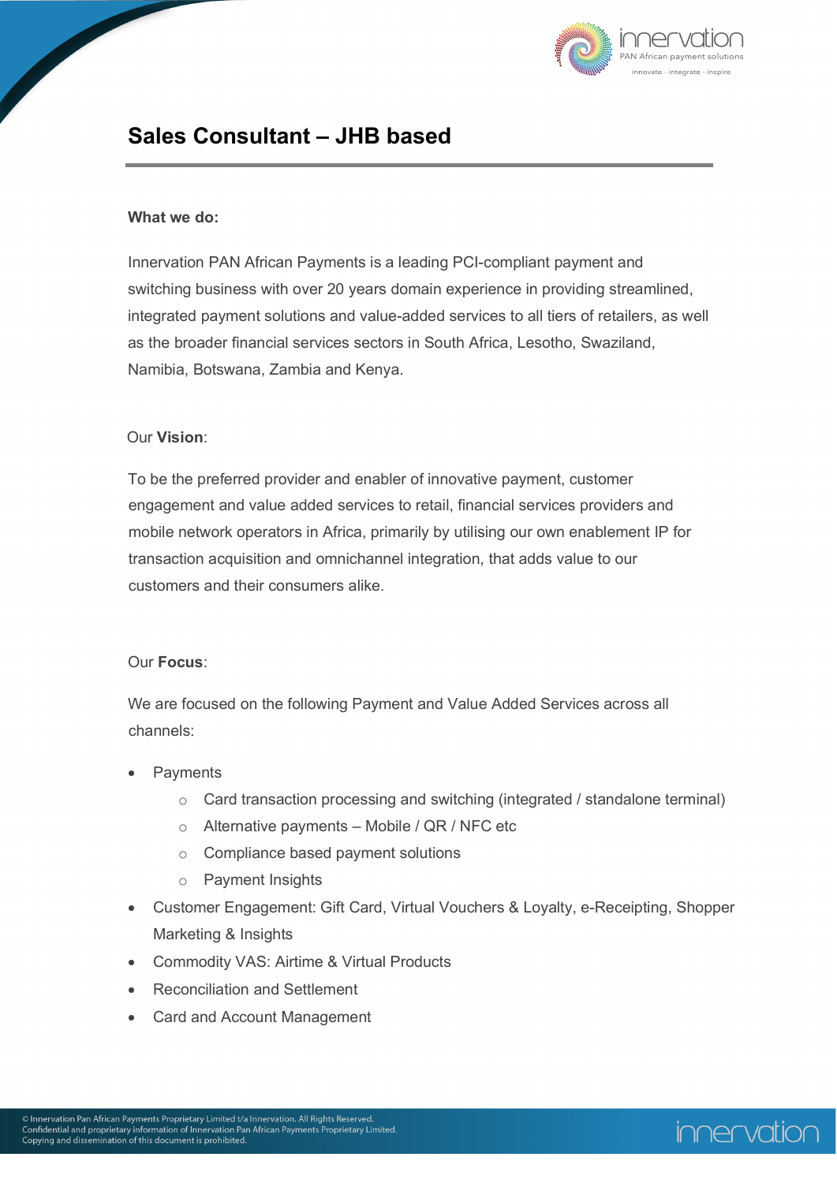# Sales Consultant – JHB based

**What we do:**

Innervation PAN African Payments is a leading PCI-compliant payment and switching business with over 20 years domain experience in providing streamlined, integrated payment solutions and value-added services to all tiers of retailers, as well as the broader financial services sectors in South Africa, Lesotho, Swaziland, Namibia, Botswana, Zambia and Kenya.

Our **Vision**:

To be the preferred provider and enabler of innovative payment, customer engagement and value added services to retail, financial services providers and mobile network operators in Africa, primarily by utilising our own enablement IP for transaction acquisition and omnichannel integration, that adds value to our customers and their consumers alike.

Our **Focus**:

We are focused on the following Payment and Value Added Services across all channels:

- Payments
  - Card transaction processing and switching (integrated / standalone terminal)
  - Alternative payments – Mobile / QR / NFC etc
  - Compliance based payment solutions
  - Payment Insights
- Customer Engagement: Gift Card, Virtual Vouchers & Loyalty, e-Receipting, Shopper Marketing & Insights
- Commodity VAS: Airtime & Virtual Products
- Reconciliation and Settlement
- Card and Account Management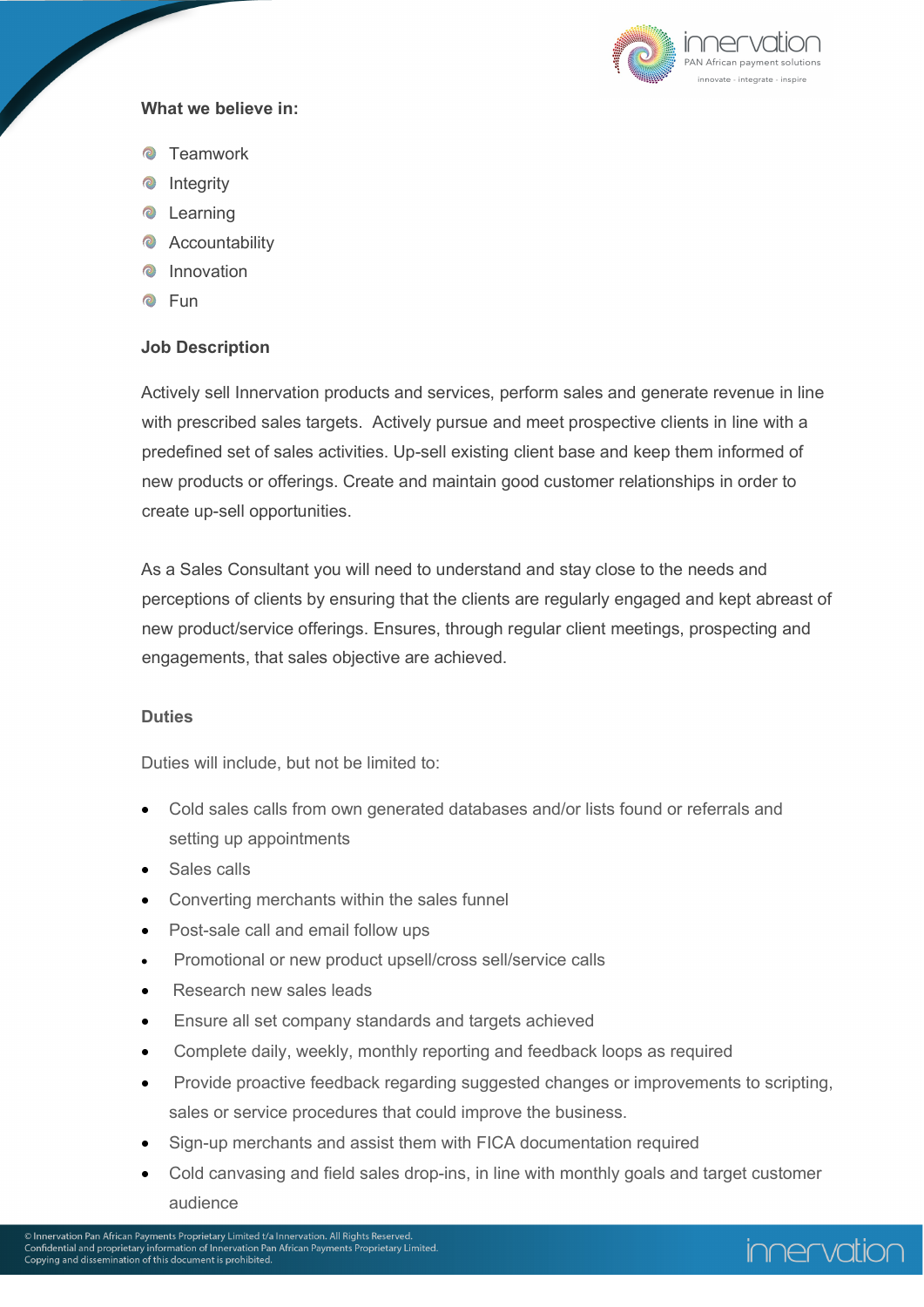**What we believe in:**

- Teamwork
- Integrity
- Learning
- Accountability
- Innovation
- Fun

**Job Description**

Actively sell Innervation products and services, perform sales and generate revenue in line with prescribed sales targets. Actively pursue and meet prospective clients in line with a predefined set of sales activities. Up-sell existing client base and keep them informed of new products or offerings. Create and maintain good customer relationships in order to create up-sell opportunities.

As a Sales Consultant you will need to understand and stay close to the needs and perceptions of clients by ensuring that the clients are regularly engaged and kept abreast of new product/service offerings. Ensures, through regular client meetings, prospecting and engagements, that sales objective are achieved.

**Duties**

Duties will include, but not be limited to:

- Cold sales calls from own generated databases and/or lists found or referrals and setting up appointments
- Sales calls
- Converting merchants within the sales funnel
- Post-sale call and email follow ups
- Promotional or new product upsell/cross sell/service calls
- Research new sales leads
- Ensure all set company standards and targets achieved
- Complete daily, weekly, monthly reporting and feedback loops as required
- Provide proactive feedback regarding suggested changes or improvements to scripting, sales or service procedures that could improve the business.
- Sign-up merchants and assist them with FICA documentation required
- Cold canvasing and field sales drop-ins, in line with monthly goals and target customer audience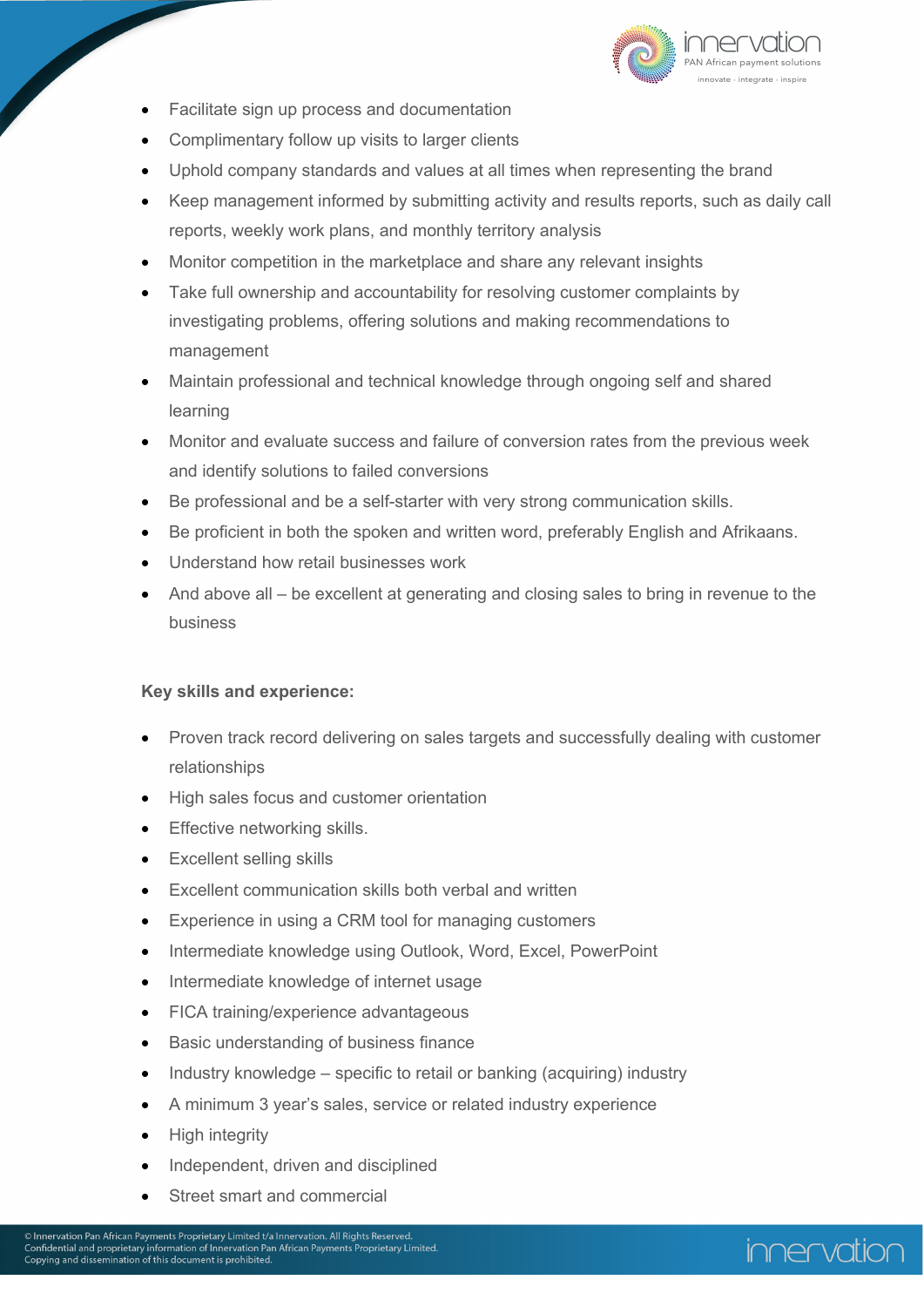- Facilitate sign up process and documentation
- Complimentary follow up visits to larger clients
- Uphold company standards and values at all times when representing the brand
- Keep management informed by submitting activity and results reports, such as daily call reports, weekly work plans, and monthly territory analysis
- Monitor competition in the marketplace and share any relevant insights
- Take full ownership and accountability for resolving customer complaints by investigating problems, offering solutions and making recommendations to management
- Maintain professional and technical knowledge through ongoing self and shared learning
- Monitor and evaluate success and failure of conversion rates from the previous week and identify solutions to failed conversions
- Be professional and be a self-starter with very strong communication skills.
- Be proficient in both the spoken and written word, preferably English and Afrikaans.
- Understand how retail businesses work
- And above all – be excellent at generating and closing sales to bring in revenue to the business

**Key skills and experience:**

- Proven track record delivering on sales targets and successfully dealing with customer relationships
- High sales focus and customer orientation
- Effective networking skills.
- Excellent selling skills
- Excellent communication skills both verbal and written
- Experience in using a CRM tool for managing customers
- Intermediate knowledge using Outlook, Word, Excel, PowerPoint
- Intermediate knowledge of internet usage
- FICA training/experience advantageous
- Basic understanding of business finance
- Industry knowledge – specific to retail or banking (acquiring) industry
- A minimum 3 year's sales, service or related industry experience
- High integrity
- Independent, driven and disciplined
- Street smart and commercial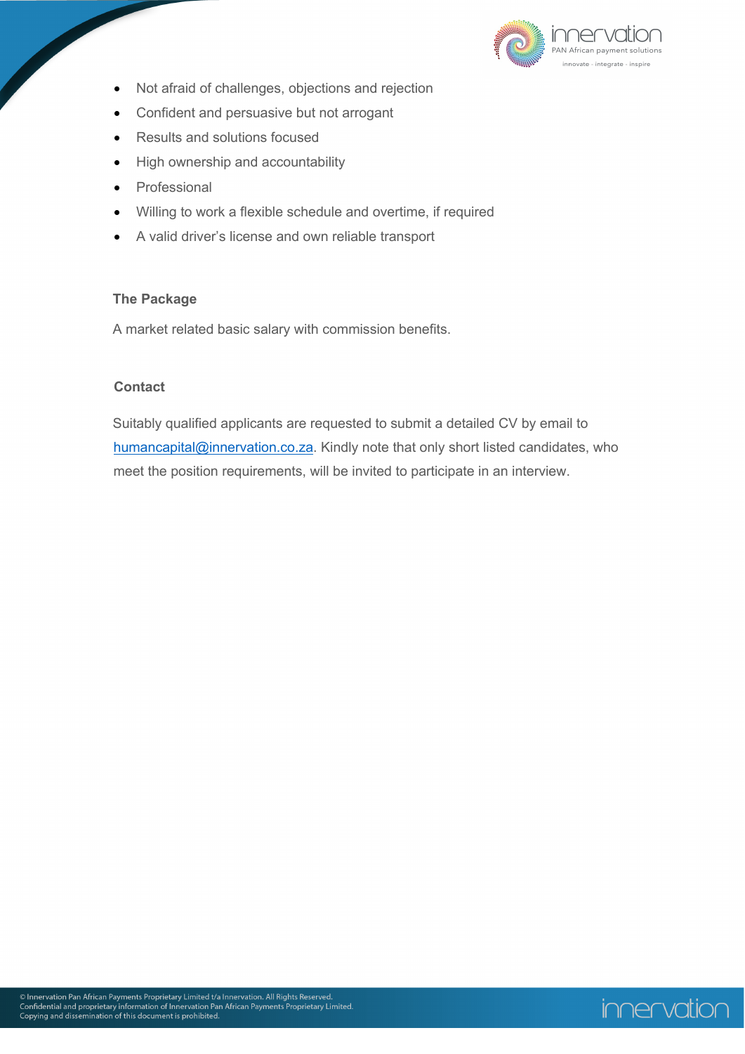- Not afraid of challenges, objections and rejection
- Confident and persuasive but not arrogant
- Results and solutions focused
- High ownership and accountability
- Professional
- Willing to work a flexible schedule and overtime, if required
- A valid driver's license and own reliable transport

### The Package

A market related basic salary with commission benefits.

### Contact

Suitably qualified applicants are requested to submit a detailed CV by email to humancapital@innervation.co.za. Kindly note that only short listed candidates, who meet the position requirements, will be invited to participate in an interview.